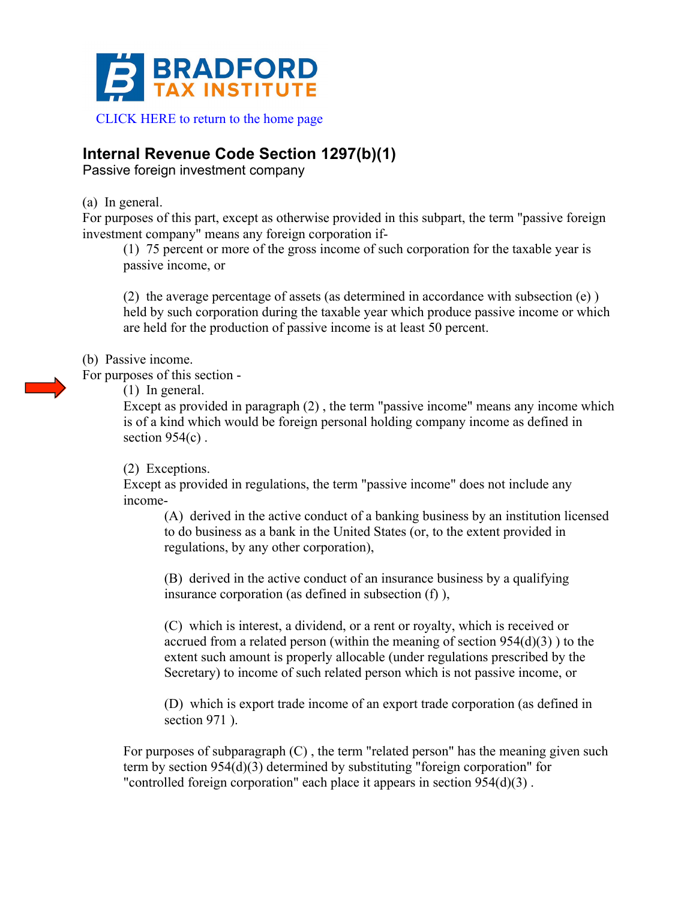BRADFORD TAX INSTITUTE

CLICK HERE to return to the home page

## Internal Revenue Code Section 1297(b)(1)

Passive foreign investment company

(a) In general.
For purposes of this part, except as otherwise provided in this subpart, the term "passive foreign investment company" means any foreign corporation if-

> (1) 75 percent or more of the gross income of such corporation for the taxable year is passive income, or
>
> (2) the average percentage of assets (as determined in accordance with subsection (e) ) held by such corporation during the taxable year which produce passive income or which are held for the production of passive income is at least 50 percent.

(b) Passive income.
For purposes of this section -

> (1) In general.
> Except as provided in paragraph (2) , the term "passive income" means any income which is of a kind which would be foreign personal holding company income as defined in section 954(c) .
>
> (2) Exceptions.
> Except as provided in regulations, the term "passive income" does not include any income-
>
> > (A) derived in the active conduct of a banking business by an institution licensed to do business as a bank in the United States (or, to the extent provided in regulations, by any other corporation),
> >
> > (B) derived in the active conduct of an insurance business by a qualifying insurance corporation (as defined in subsection (f) ),
> >
> > (C) which is interest, a dividend, or a rent or royalty, which is received or accrued from a related person (within the meaning of section 954(d)(3) ) to the extent such amount is properly allocable (under regulations prescribed by the Secretary) to income of such related person which is not passive income, or
> >
> > (D) which is export trade income of an export trade corporation (as defined in section 971 ).
>
> For purposes of subparagraph (C) , the term "related person" has the meaning given such term by section 954(d)(3) determined by substituting "foreign corporation" for "controlled foreign corporation" each place it appears in section 954(d)(3) .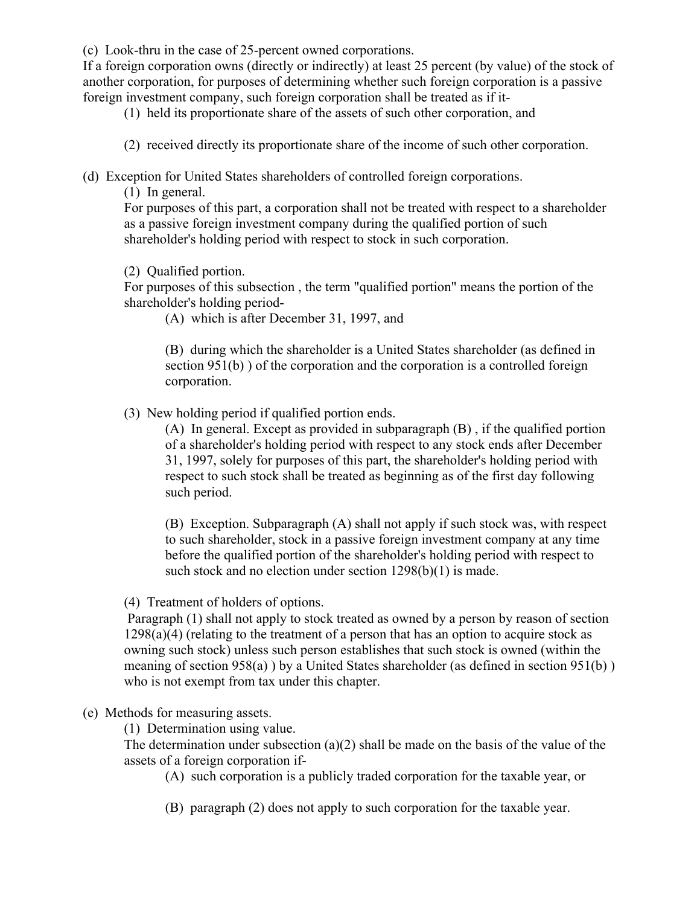(c) Look-thru in the case of 25-percent owned corporations.

If a foreign corporation owns (directly or indirectly) at least 25 percent (by value) of the stock of another corporation, for purposes of determining whether such foreign corporation is a passive foreign investment company, such foreign corporation shall be treated as if it-

> (1) held its proportionate share of the assets of such other corporation, and
>
> (2) received directly its proportionate share of the income of such other corporation.

(d) Exception for United States shareholders of controlled foreign corporations.

> (1) In general.
>
> For purposes of this part, a corporation shall not be treated with respect to a shareholder as a passive foreign investment company during the qualified portion of such shareholder's holding period with respect to stock in such corporation.
>
> (2) Qualified portion.
>
> For purposes of this subsection , the term "qualified portion" means the portion of the shareholder's holding period-
>
> > (A) which is after December 31, 1997, and
> >
> > (B) during which the shareholder is a United States shareholder (as defined in section 951(b) ) of the corporation and the corporation is a controlled foreign corporation.
>
> (3) New holding period if qualified portion ends.
>
> > (A) In general. Except as provided in subparagraph (B) , if the qualified portion of a shareholder's holding period with respect to any stock ends after December 31, 1997, solely for purposes of this part, the shareholder's holding period with respect to such stock shall be treated as beginning as of the first day following such period.
> >
> > (B) Exception. Subparagraph (A) shall not apply if such stock was, with respect to such shareholder, stock in a passive foreign investment company at any time before the qualified portion of the shareholder's holding period with respect to such stock and no election under section 1298(b)(1) is made.
>
> (4) Treatment of holders of options.
>
> Paragraph (1) shall not apply to stock treated as owned by a person by reason of section 1298(a)(4) (relating to the treatment of a person that has an option to acquire stock as owning such stock) unless such person establishes that such stock is owned (within the meaning of section 958(a) ) by a United States shareholder (as defined in section 951(b) ) who is not exempt from tax under this chapter.

(e) Methods for measuring assets.

> (1) Determination using value.
>
> The determination under subsection (a)(2) shall be made on the basis of the value of the assets of a foreign corporation if-
>
> > (A) such corporation is a publicly traded corporation for the taxable year, or
> >
> > (B) paragraph (2) does not apply to such corporation for the taxable year.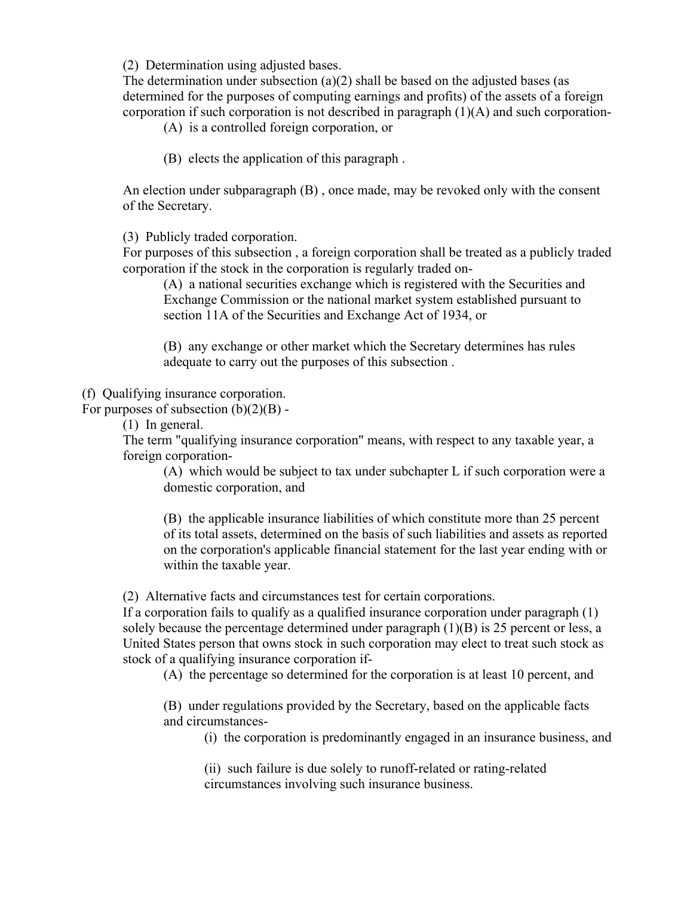(2) Determination using adjusted bases.

The determination under subsection (a)(2) shall be based on the adjusted bases (as determined for the purposes of computing earnings and profits) of the assets of a foreign corporation if such corporation is not described in paragraph (1)(A) and such corporation-

(A) is a controlled foreign corporation, or

(B) elects the application of this paragraph .

An election under subparagraph (B) , once made, may be revoked only with the consent of the Secretary.

(3) Publicly traded corporation.

For purposes of this subsection , a foreign corporation shall be treated as a publicly traded corporation if the stock in the corporation is regularly traded on-

(A) a national securities exchange which is registered with the Securities and Exchange Commission or the national market system established pursuant to section 11A of the Securities and Exchange Act of 1934, or

(B) any exchange or other market which the Secretary determines has rules adequate to carry out the purposes of this subsection .

(f) Qualifying insurance corporation.

For purposes of subsection (b)(2)(B) -

(1) In general.

The term "qualifying insurance corporation" means, with respect to any taxable year, a foreign corporation-

(A) which would be subject to tax under subchapter L if such corporation were a domestic corporation, and

(B) the applicable insurance liabilities of which constitute more than 25 percent of its total assets, determined on the basis of such liabilities and assets as reported on the corporation's applicable financial statement for the last year ending with or within the taxable year.

(2) Alternative facts and circumstances test for certain corporations.

If a corporation fails to qualify as a qualified insurance corporation under paragraph (1) solely because the percentage determined under paragraph (1)(B) is 25 percent or less, a United States person that owns stock in such corporation may elect to treat such stock as stock of a qualifying insurance corporation if-

(A) the percentage so determined for the corporation is at least 10 percent, and

(B) under regulations provided by the Secretary, based on the applicable facts and circumstances-

(i) the corporation is predominantly engaged in an insurance business, and

(ii) such failure is due solely to runoff-related or rating-related circumstances involving such insurance business.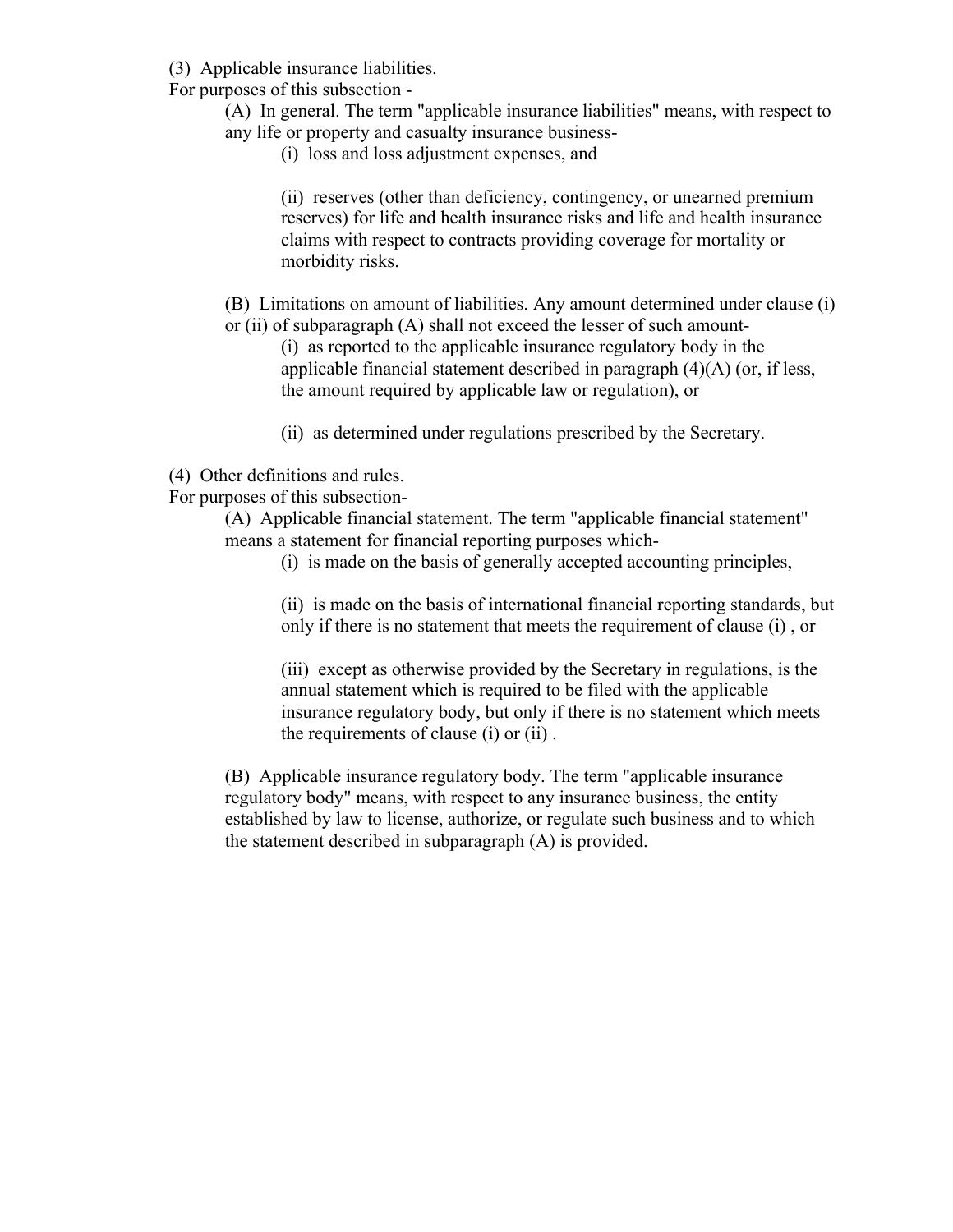(3) Applicable insurance liabilities.

For purposes of this subsection -

(A) In general. The term "applicable insurance liabilities" means, with respect to any life or property and casualty insurance business-

(i) loss and loss adjustment expenses, and

(ii) reserves (other than deficiency, contingency, or unearned premium reserves) for life and health insurance risks and life and health insurance claims with respect to contracts providing coverage for mortality or morbidity risks.

(B) Limitations on amount of liabilities. Any amount determined under clause (i) or (ii) of subparagraph (A) shall not exceed the lesser of such amount-

(i) as reported to the applicable insurance regulatory body in the applicable financial statement described in paragraph (4)(A) (or, if less, the amount required by applicable law or regulation), or

(ii) as determined under regulations prescribed by the Secretary.

(4) Other definitions and rules.

For purposes of this subsection-

(A) Applicable financial statement. The term "applicable financial statement" means a statement for financial reporting purposes which-

(i) is made on the basis of generally accepted accounting principles,

(ii) is made on the basis of international financial reporting standards, but only if there is no statement that meets the requirement of clause (i) , or

(iii) except as otherwise provided by the Secretary in regulations, is the annual statement which is required to be filed with the applicable insurance regulatory body, but only if there is no statement which meets the requirements of clause (i) or (ii) .

(B) Applicable insurance regulatory body. The term "applicable insurance regulatory body" means, with respect to any insurance business, the entity established by law to license, authorize, or regulate such business and to which the statement described in subparagraph (A) is provided.